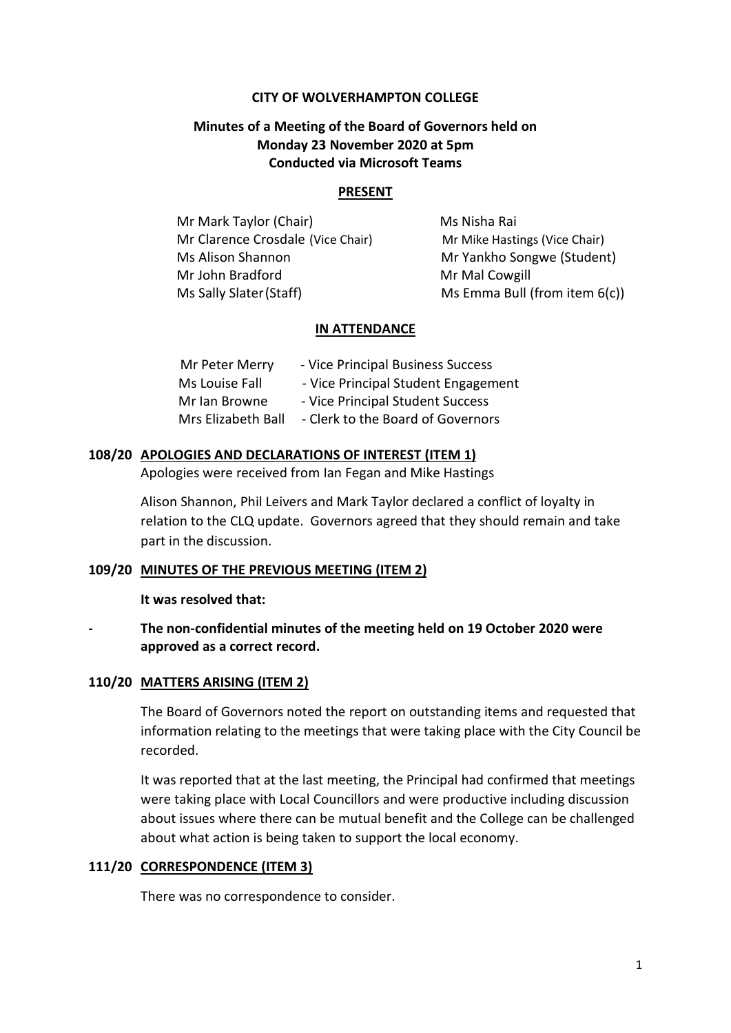**CITY OF WOLVERHAMPTON COLLEGE**

**Minutes of a Meeting of the Board of Governors held on Monday 23 November 2020 at 5pm Conducted via Microsoft Teams**

**PRESENT**

| | |
|---|---|
| Mr Mark Taylor (Chair) | Ms Nisha Rai |
| Mr Clarence Crosdale (Vice Chair) | Mr Mike Hastings (Vice Chair) |
| Ms Alison Shannon | Mr Yankho Songwe (Student) |
| Mr John Bradford | Mr Mal Cowgill |
| Ms Sally Slater (Staff) | Ms Emma Bull (from item 6(c)) |

**IN ATTENDANCE**

| | |
|---|---|
| Mr Peter Merry | - Vice Principal Business Success |
| Ms Louise Fall | - Vice Principal Student Engagement |
| Mr Ian Browne | - Vice Principal Student Success |
| Mrs Elizabeth Ball | - Clerk to the Board of Governors |

**108/20 APOLOGIES AND DECLARATIONS OF INTEREST (ITEM 1)**

Apologies were received from Ian Fegan and Mike Hastings

Alison Shannon, Phil Leivers and Mark Taylor declared a conflict of loyalty in relation to the CLQ update. Governors agreed that they should remain and take part in the discussion.

**109/20 MINUTES OF THE PREVIOUS MEETING (ITEM 2)**

**It was resolved that:**

- **The non-confidential minutes of the meeting held on 19 October 2020 were approved as a correct record.**

**110/20 MATTERS ARISING (ITEM 2)**

The Board of Governors noted the report on outstanding items and requested that information relating to the meetings that were taking place with the City Council be recorded.

It was reported that at the last meeting, the Principal had confirmed that meetings were taking place with Local Councillors and were productive including discussion about issues where there can be mutual benefit and the College can be challenged about what action is being taken to support the local economy.

**111/20 CORRESPONDENCE (ITEM 3)**

There was no correspondence to consider.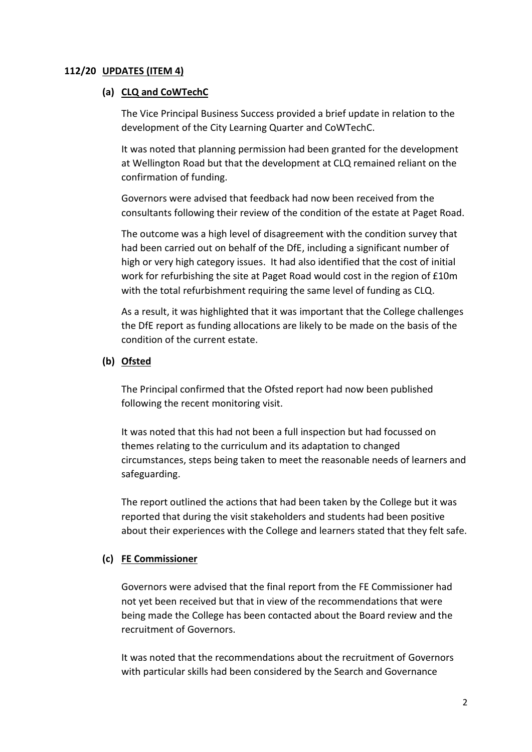**112/20 UPDATES (ITEM 4)**

**(a) CLQ and CoWTechC**

The Vice Principal Business Success provided a brief update in relation to the development of the City Learning Quarter and CoWTechC.

It was noted that planning permission had been granted for the development at Wellington Road but that the development at CLQ remained reliant on the confirmation of funding.

Governors were advised that feedback had now been received from the consultants following their review of the condition of the estate at Paget Road.

The outcome was a high level of disagreement with the condition survey that had been carried out on behalf of the DfE, including a significant number of high or very high category issues. It had also identified that the cost of initial work for refurbishing the site at Paget Road would cost in the region of £10m with the total refurbishment requiring the same level of funding as CLQ.

As a result, it was highlighted that it was important that the College challenges the DfE report as funding allocations are likely to be made on the basis of the condition of the current estate.

**(b) Ofsted**

The Principal confirmed that the Ofsted report had now been published following the recent monitoring visit.

It was noted that this had not been a full inspection but had focussed on themes relating to the curriculum and its adaptation to changed circumstances, steps being taken to meet the reasonable needs of learners and safeguarding.

The report outlined the actions that had been taken by the College but it was reported that during the visit stakeholders and students had been positive about their experiences with the College and learners stated that they felt safe.

**(c) FE Commissioner**

Governors were advised that the final report from the FE Commissioner had not yet been received but that in view of the recommendations that were being made the College has been contacted about the Board review and the recruitment of Governors.

It was noted that the recommendations about the recruitment of Governors with particular skills had been considered by the Search and Governance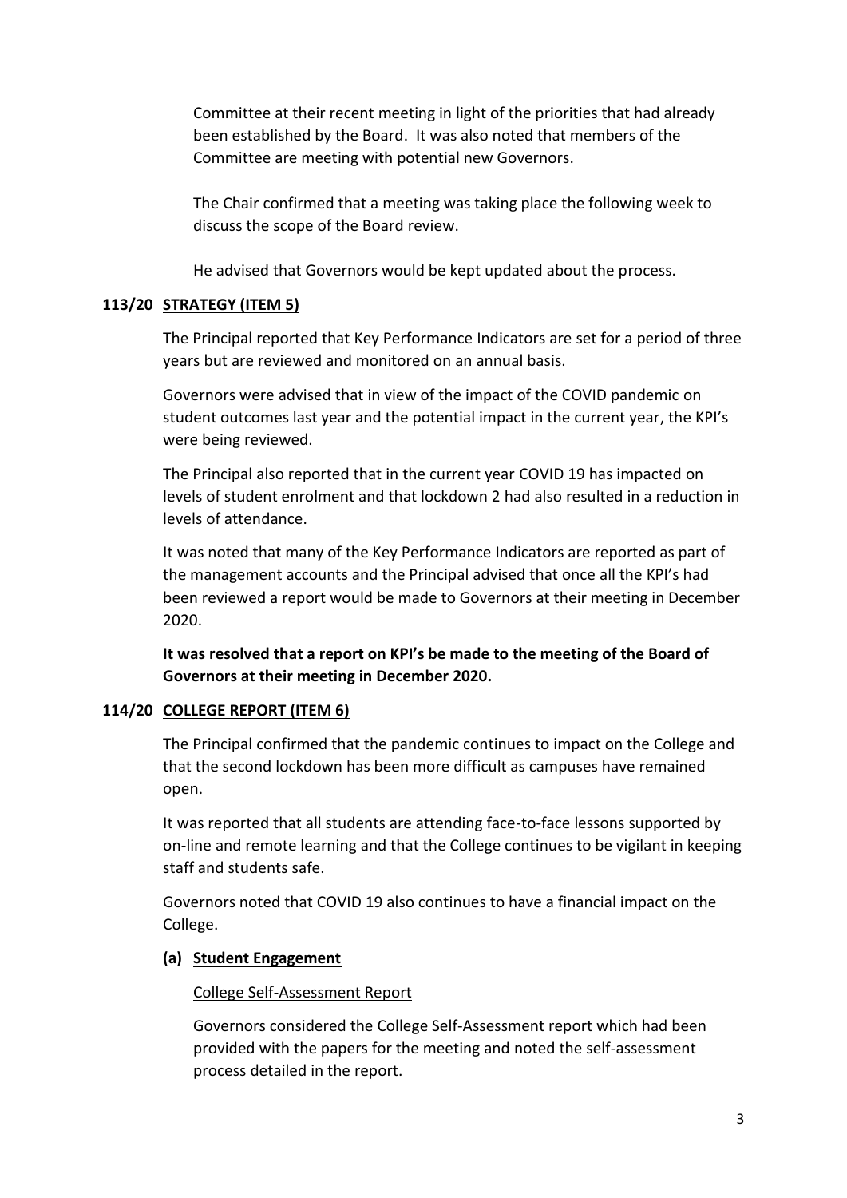Committee at their recent meeting in light of the priorities that had already been established by the Board. It was also noted that members of the Committee are meeting with potential new Governors.

The Chair confirmed that a meeting was taking place the following week to discuss the scope of the Board review.

He advised that Governors would be kept updated about the process.

**113/20 STRATEGY (ITEM 5)**

The Principal reported that Key Performance Indicators are set for a period of three years but are reviewed and monitored on an annual basis.

Governors were advised that in view of the impact of the COVID pandemic on student outcomes last year and the potential impact in the current year, the KPI's were being reviewed.

The Principal also reported that in the current year COVID 19 has impacted on levels of student enrolment and that lockdown 2 had also resulted in a reduction in levels of attendance.

It was noted that many of the Key Performance Indicators are reported as part of the management accounts and the Principal advised that once all the KPI's had been reviewed a report would be made to Governors at their meeting in December 2020.

**It was resolved that a report on KPI's be made to the meeting of the Board of Governors at their meeting in December 2020.**

**114/20 COLLEGE REPORT (ITEM 6)**

The Principal confirmed that the pandemic continues to impact on the College and that the second lockdown has been more difficult as campuses have remained open.

It was reported that all students are attending face-to-face lessons supported by on-line and remote learning and that the College continues to be vigilant in keeping staff and students safe.

Governors noted that COVID 19 also continues to have a financial impact on the College.

**(a) Student Engagement**

College Self-Assessment Report

Governors considered the College Self-Assessment report which had been provided with the papers for the meeting and noted the self-assessment process detailed in the report.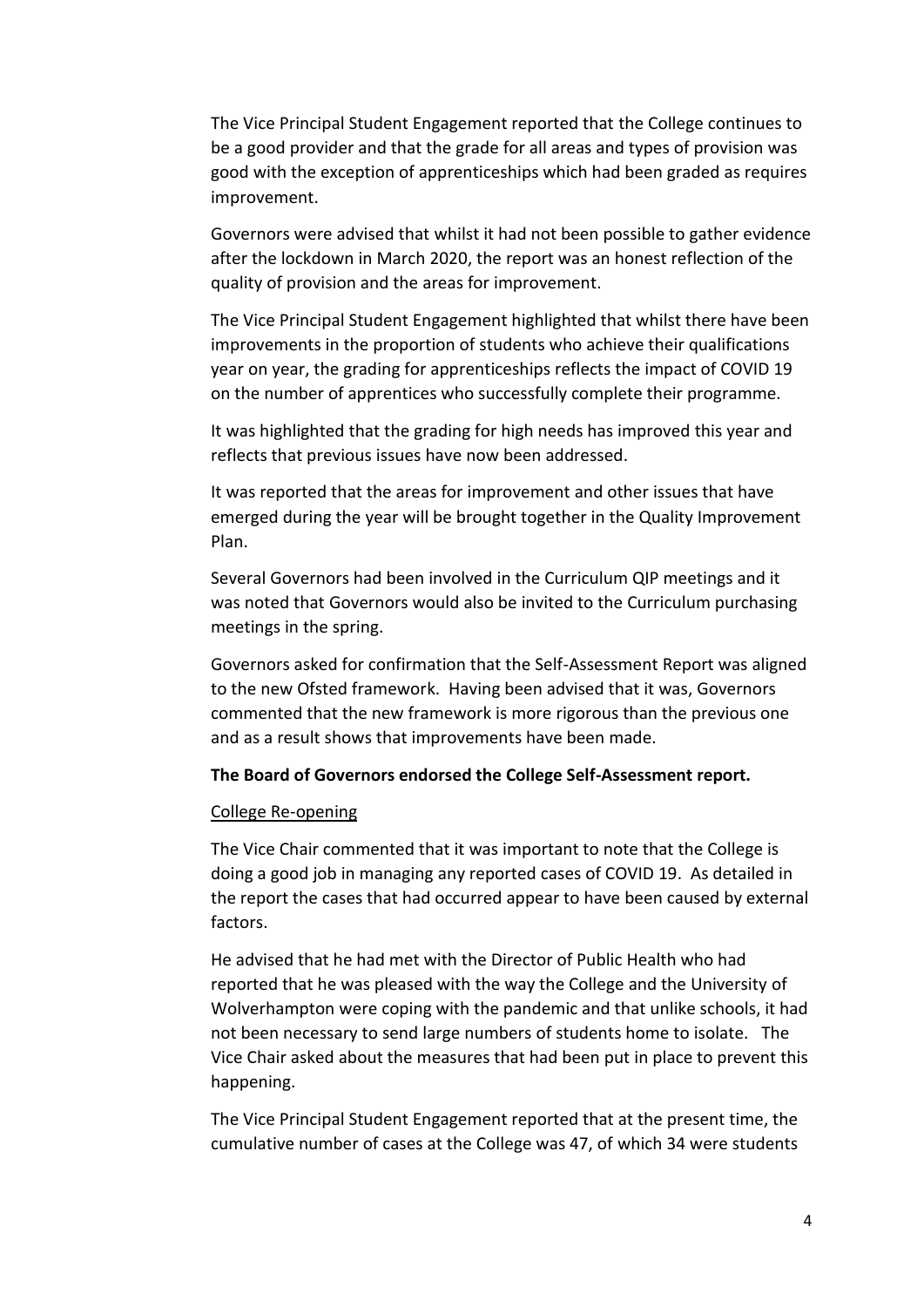The Vice Principal Student Engagement reported that the College continues to be a good provider and that the grade for all areas and types of provision was good with the exception of apprenticeships which had been graded as requires improvement.

Governors were advised that whilst it had not been possible to gather evidence after the lockdown in March 2020, the report was an honest reflection of the quality of provision and the areas for improvement.

The Vice Principal Student Engagement highlighted that whilst there have been improvements in the proportion of students who achieve their qualifications year on year, the grading for apprenticeships reflects the impact of COVID 19 on the number of apprentices who successfully complete their programme.

It was highlighted that the grading for high needs has improved this year and reflects that previous issues have now been addressed.

It was reported that the areas for improvement and other issues that have emerged during the year will be brought together in the Quality Improvement Plan.

Several Governors had been involved in the Curriculum QIP meetings and it was noted that Governors would also be invited to the Curriculum purchasing meetings in the spring.

Governors asked for confirmation that the Self-Assessment Report was aligned to the new Ofsted framework. Having been advised that it was, Governors commented that the new framework is more rigorous than the previous one and as a result shows that improvements have been made.

**The Board of Governors endorsed the College Self-Assessment report.**

<u>College Re-opening</u>

The Vice Chair commented that it was important to note that the College is doing a good job in managing any reported cases of COVID 19. As detailed in the report the cases that had occurred appear to have been caused by external factors.

He advised that he had met with the Director of Public Health who had reported that he was pleased with the way the College and the University of Wolverhampton were coping with the pandemic and that unlike schools, it had not been necessary to send large numbers of students home to isolate. The Vice Chair asked about the measures that had been put in place to prevent this happening.

The Vice Principal Student Engagement reported that at the present time, the cumulative number of cases at the College was 47, of which 34 were students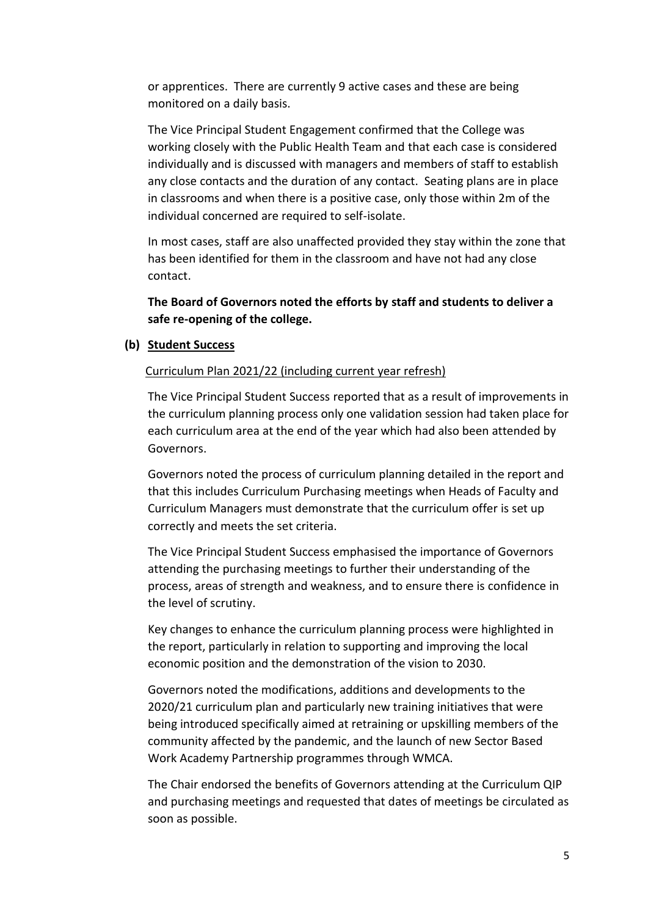or apprentices. There are currently 9 active cases and these are being monitored on a daily basis.

The Vice Principal Student Engagement confirmed that the College was working closely with the Public Health Team and that each case is considered individually and is discussed with managers and members of staff to establish any close contacts and the duration of any contact. Seating plans are in place in classrooms and when there is a positive case, only those within 2m of the individual concerned are required to self-isolate.

In most cases, staff are also unaffected provided they stay within the zone that has been identified for them in the classroom and have not had any close contact.

**The Board of Governors noted the efforts by staff and students to deliver a safe re-opening of the college.**

**(b) Student Success**

Curriculum Plan 2021/22 (including current year refresh)

The Vice Principal Student Success reported that as a result of improvements in the curriculum planning process only one validation session had taken place for each curriculum area at the end of the year which had also been attended by Governors.

Governors noted the process of curriculum planning detailed in the report and that this includes Curriculum Purchasing meetings when Heads of Faculty and Curriculum Managers must demonstrate that the curriculum offer is set up correctly and meets the set criteria.

The Vice Principal Student Success emphasised the importance of Governors attending the purchasing meetings to further their understanding of the process, areas of strength and weakness, and to ensure there is confidence in the level of scrutiny.

Key changes to enhance the curriculum planning process were highlighted in the report, particularly in relation to supporting and improving the local economic position and the demonstration of the vision to 2030.

Governors noted the modifications, additions and developments to the 2020/21 curriculum plan and particularly new training initiatives that were being introduced specifically aimed at retraining or upskilling members of the community affected by the pandemic, and the launch of new Sector Based Work Academy Partnership programmes through WMCA.

The Chair endorsed the benefits of Governors attending at the Curriculum QIP and purchasing meetings and requested that dates of meetings be circulated as soon as possible.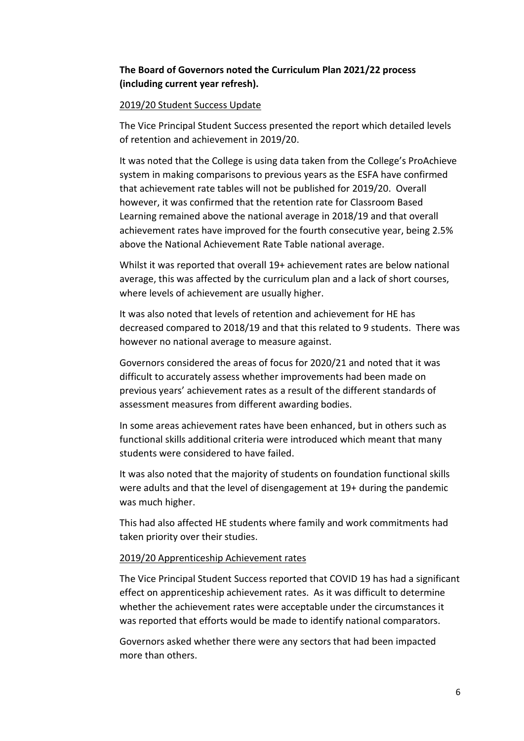**The Board of Governors noted the Curriculum Plan 2021/22 process (including current year refresh).**

<u>2019/20 Student Success Update</u>

The Vice Principal Student Success presented the report which detailed levels of retention and achievement in 2019/20.

It was noted that the College is using data taken from the College's ProAchieve system in making comparisons to previous years as the ESFA have confirmed that achievement rate tables will not be published for 2019/20. Overall however, it was confirmed that the retention rate for Classroom Based Learning remained above the national average in 2018/19 and that overall achievement rates have improved for the fourth consecutive year, being 2.5% above the National Achievement Rate Table national average.

Whilst it was reported that overall 19+ achievement rates are below national average, this was affected by the curriculum plan and a lack of short courses, where levels of achievement are usually higher.

It was also noted that levels of retention and achievement for HE has decreased compared to 2018/19 and that this related to 9 students. There was however no national average to measure against.

Governors considered the areas of focus for 2020/21 and noted that it was difficult to accurately assess whether improvements had been made on previous years' achievement rates as a result of the different standards of assessment measures from different awarding bodies.

In some areas achievement rates have been enhanced, but in others such as functional skills additional criteria were introduced which meant that many students were considered to have failed.

It was also noted that the majority of students on foundation functional skills were adults and that the level of disengagement at 19+ during the pandemic was much higher.

This had also affected HE students where family and work commitments had taken priority over their studies.

<u>2019/20 Apprenticeship Achievement rates</u>

The Vice Principal Student Success reported that COVID 19 has had a significant effect on apprenticeship achievement rates. As it was difficult to determine whether the achievement rates were acceptable under the circumstances it was reported that efforts would be made to identify national comparators.

Governors asked whether there were any sectors that had been impacted more than others.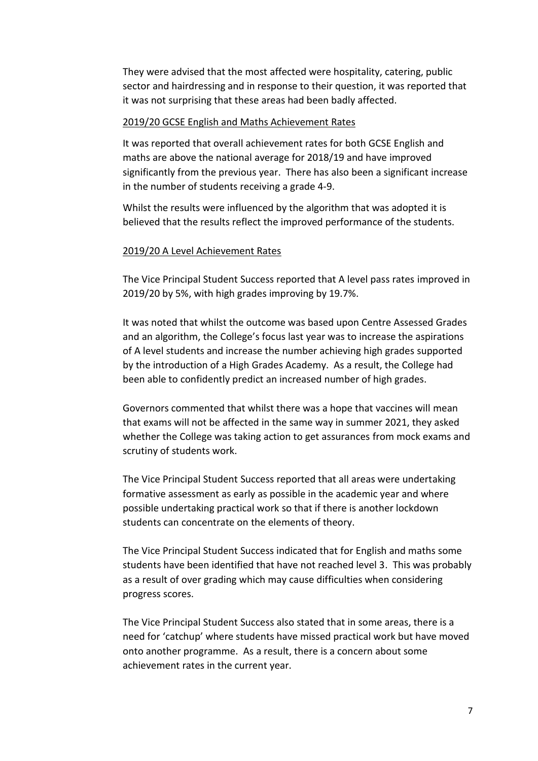They were advised that the most affected were hospitality, catering, public sector and hairdressing and in response to their question, it was reported that it was not surprising that these areas had been badly affected.

<u>2019/20 GCSE English and Maths Achievement Rates</u>

It was reported that overall achievement rates for both GCSE English and maths are above the national average for 2018/19 and have improved significantly from the previous year. There has also been a significant increase in the number of students receiving a grade 4-9.

Whilst the results were influenced by the algorithm that was adopted it is believed that the results reflect the improved performance of the students.

<u>2019/20 A Level Achievement Rates</u>

The Vice Principal Student Success reported that A level pass rates improved in 2019/20 by 5%, with high grades improving by 19.7%.

It was noted that whilst the outcome was based upon Centre Assessed Grades and an algorithm, the College's focus last year was to increase the aspirations of A level students and increase the number achieving high grades supported by the introduction of a High Grades Academy. As a result, the College had been able to confidently predict an increased number of high grades.

Governors commented that whilst there was a hope that vaccines will mean that exams will not be affected in the same way in summer 2021, they asked whether the College was taking action to get assurances from mock exams and scrutiny of students work.

The Vice Principal Student Success reported that all areas were undertaking formative assessment as early as possible in the academic year and where possible undertaking practical work so that if there is another lockdown students can concentrate on the elements of theory.

The Vice Principal Student Success indicated that for English and maths some students have been identified that have not reached level 3. This was probably as a result of over grading which may cause difficulties when considering progress scores.

The Vice Principal Student Success also stated that in some areas, there is a need for 'catchup' where students have missed practical work but have moved onto another programme. As a result, there is a concern about some achievement rates in the current year.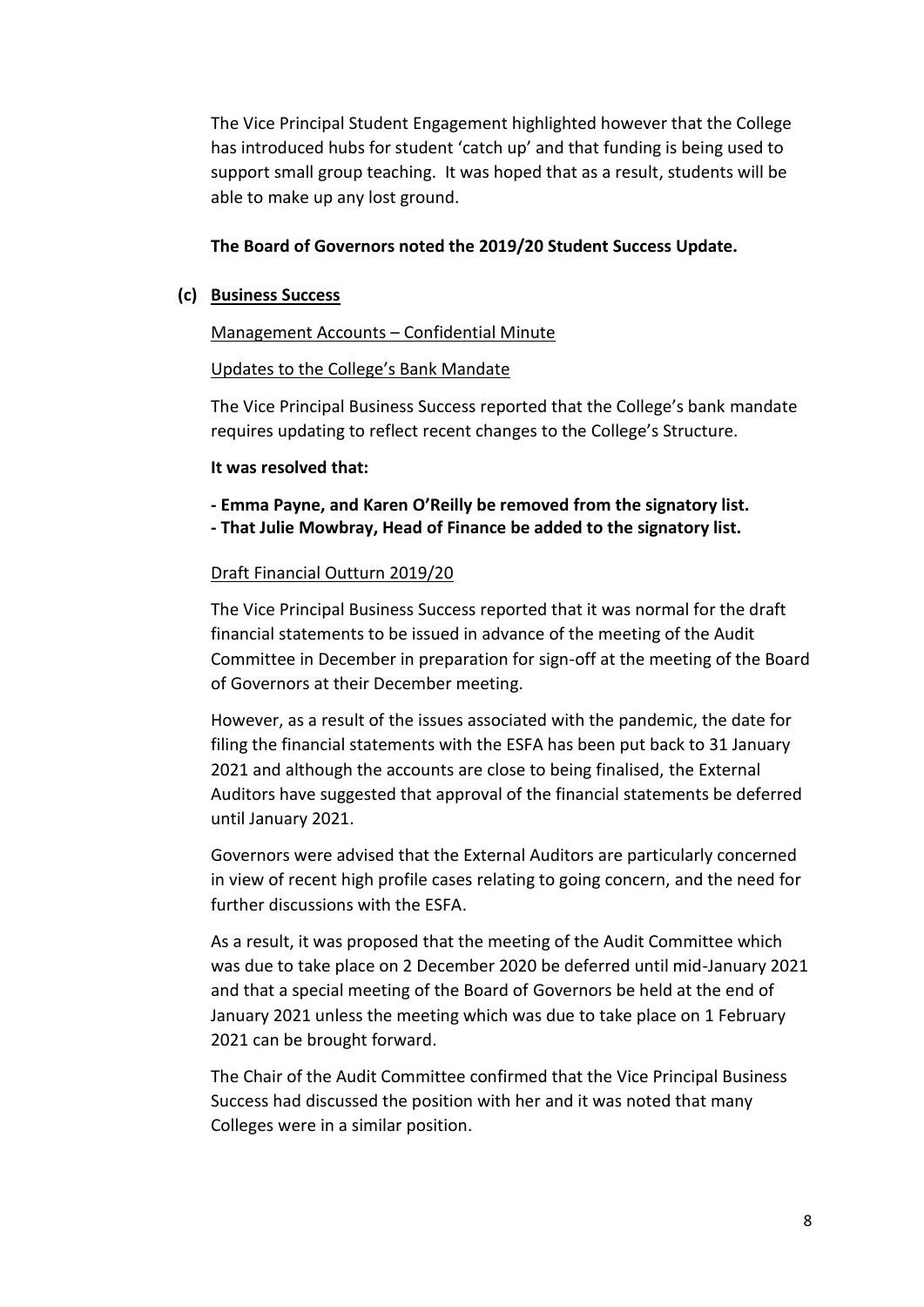The Vice Principal Student Engagement highlighted however that the College has introduced hubs for student 'catch up' and that funding is being used to support small group teaching. It was hoped that as a result, students will be able to make up any lost ground.

**The Board of Governors noted the 2019/20 Student Success Update.**

**(c) Business Success**

Management Accounts – Confidential Minute

Updates to the College's Bank Mandate

The Vice Principal Business Success reported that the College's bank mandate requires updating to reflect recent changes to the College's Structure.

**It was resolved that:**

**- Emma Payne, and Karen O'Reilly be removed from the signatory list.**
**- That Julie Mowbray, Head of Finance be added to the signatory list.**

Draft Financial Outturn 2019/20

The Vice Principal Business Success reported that it was normal for the draft financial statements to be issued in advance of the meeting of the Audit Committee in December in preparation for sign-off at the meeting of the Board of Governors at their December meeting.

However, as a result of the issues associated with the pandemic, the date for filing the financial statements with the ESFA has been put back to 31 January 2021 and although the accounts are close to being finalised, the External Auditors have suggested that approval of the financial statements be deferred until January 2021.

Governors were advised that the External Auditors are particularly concerned in view of recent high profile cases relating to going concern, and the need for further discussions with the ESFA.

As a result, it was proposed that the meeting of the Audit Committee which was due to take place on 2 December 2020 be deferred until mid-January 2021 and that a special meeting of the Board of Governors be held at the end of January 2021 unless the meeting which was due to take place on 1 February 2021 can be brought forward.

The Chair of the Audit Committee confirmed that the Vice Principal Business Success had discussed the position with her and it was noted that many Colleges were in a similar position.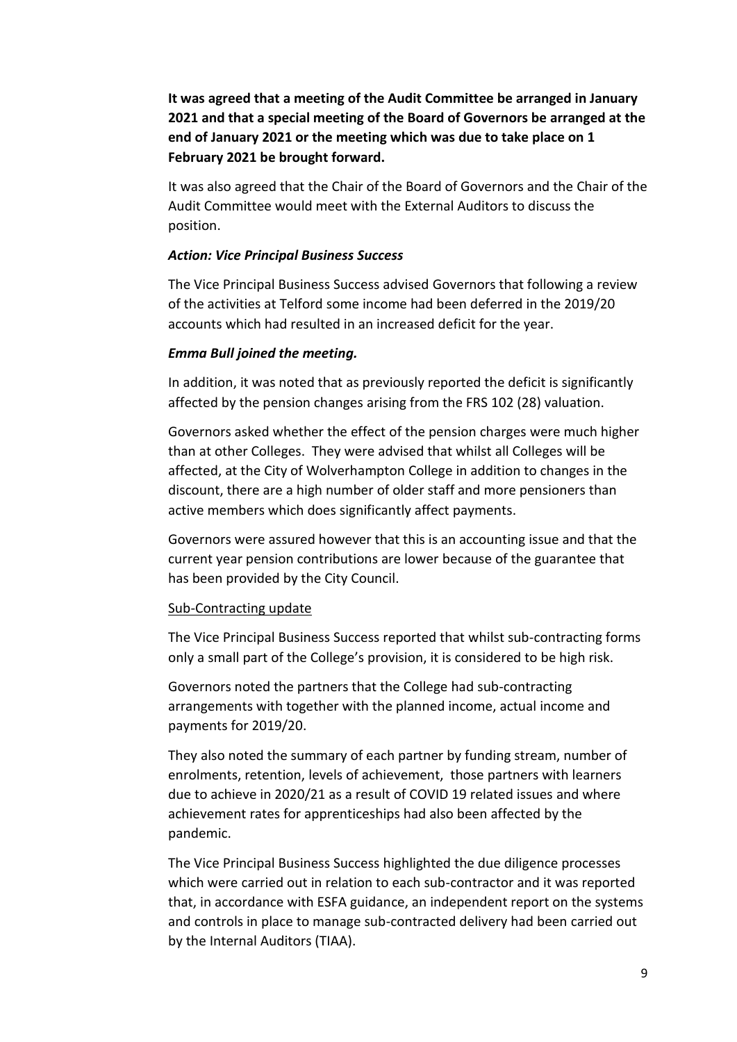**It was agreed that a meeting of the Audit Committee be arranged in January 2021 and that a special meeting of the Board of Governors be arranged at the end of January 2021 or the meeting which was due to take place on 1 February 2021 be brought forward.**

It was also agreed that the Chair of the Board of Governors and the Chair of the Audit Committee would meet with the External Auditors to discuss the position.

***Action: Vice Principal Business Success***

The Vice Principal Business Success advised Governors that following a review of the activities at Telford some income had been deferred in the 2019/20 accounts which had resulted in an increased deficit for the year.

***Emma Bull joined the meeting.***

In addition, it was noted that as previously reported the deficit is significantly affected by the pension changes arising from the FRS 102 (28) valuation.

Governors asked whether the effect of the pension charges were much higher than at other Colleges. They were advised that whilst all Colleges will be affected, at the City of Wolverhampton College in addition to changes in the discount, there are a high number of older staff and more pensioners than active members which does significantly affect payments.

Governors were assured however that this is an accounting issue and that the current year pension contributions are lower because of the guarantee that has been provided by the City Council.

<u>Sub-Contracting update</u>

The Vice Principal Business Success reported that whilst sub-contracting forms only a small part of the College's provision, it is considered to be high risk.

Governors noted the partners that the College had sub-contracting arrangements with together with the planned income, actual income and payments for 2019/20.

They also noted the summary of each partner by funding stream, number of enrolments, retention, levels of achievement, those partners with learners due to achieve in 2020/21 as a result of COVID 19 related issues and where achievement rates for apprenticeships had also been affected by the pandemic.

The Vice Principal Business Success highlighted the due diligence processes which were carried out in relation to each sub-contractor and it was reported that, in accordance with ESFA guidance, an independent report on the systems and controls in place to manage sub-contracted delivery had been carried out by the Internal Auditors (TIAA).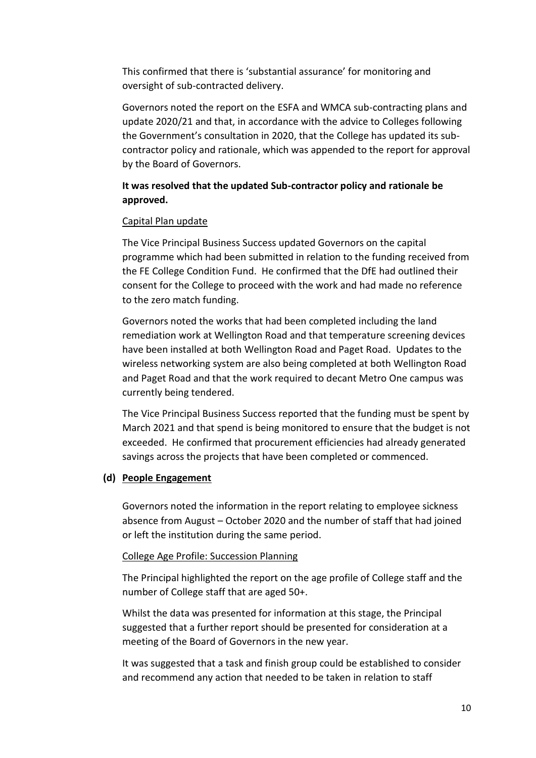This confirmed that there is 'substantial assurance' for monitoring and oversight of sub-contracted delivery.

Governors noted the report on the ESFA and WMCA sub-contracting plans and update 2020/21 and that, in accordance with the advice to Colleges following the Government's consultation in 2020, that the College has updated its sub-contractor policy and rationale, which was appended to the report for approval by the Board of Governors.

**It was resolved that the updated Sub-contractor policy and rationale be approved.**

Capital Plan update

The Vice Principal Business Success updated Governors on the capital programme which had been submitted in relation to the funding received from the FE College Condition Fund. He confirmed that the DfE had outlined their consent for the College to proceed with the work and had made no reference to the zero match funding.

Governors noted the works that had been completed including the land remediation work at Wellington Road and that temperature screening devices have been installed at both Wellington Road and Paget Road. Updates to the wireless networking system are also being completed at both Wellington Road and Paget Road and that the work required to decant Metro One campus was currently being tendered.

The Vice Principal Business Success reported that the funding must be spent by March 2021 and that spend is being monitored to ensure that the budget is not exceeded. He confirmed that procurement efficiencies had already generated savings across the projects that have been completed or commenced.

**(d) People Engagement**

Governors noted the information in the report relating to employee sickness absence from August – October 2020 and the number of staff that had joined or left the institution during the same period.

College Age Profile: Succession Planning

The Principal highlighted the report on the age profile of College staff and the number of College staff that are aged 50+.

Whilst the data was presented for information at this stage, the Principal suggested that a further report should be presented for consideration at a meeting of the Board of Governors in the new year.

It was suggested that a task and finish group could be established to consider and recommend any action that needed to be taken in relation to staff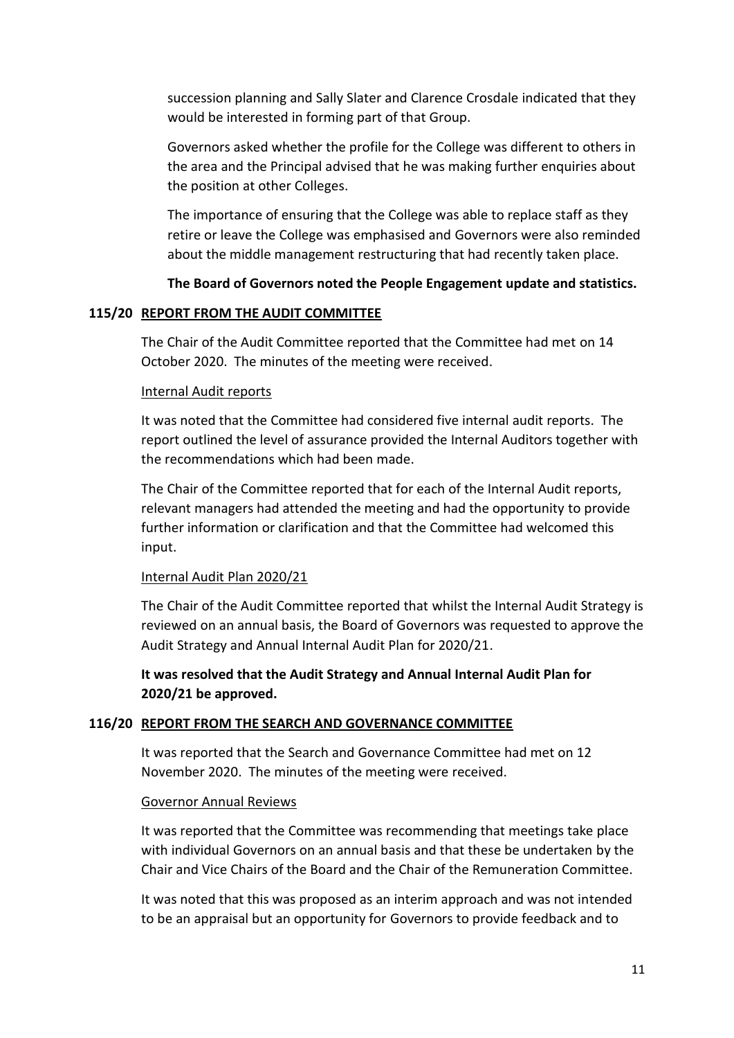succession planning and Sally Slater and Clarence Crosdale indicated that they would be interested in forming part of that Group.

Governors asked whether the profile for the College was different to others in the area and the Principal advised that he was making further enquiries about the position at other Colleges.

The importance of ensuring that the College was able to replace staff as they retire or leave the College was emphasised and Governors were also reminded about the middle management restructuring that had recently taken place.

**The Board of Governors noted the People Engagement update and statistics.**

**115/20 REPORT FROM THE AUDIT COMMITTEE**

The Chair of the Audit Committee reported that the Committee had met on 14 October 2020. The minutes of the meeting were received.

Internal Audit reports

It was noted that the Committee had considered five internal audit reports. The report outlined the level of assurance provided the Internal Auditors together with the recommendations which had been made.

The Chair of the Committee reported that for each of the Internal Audit reports, relevant managers had attended the meeting and had the opportunity to provide further information or clarification and that the Committee had welcomed this input.

Internal Audit Plan 2020/21

The Chair of the Audit Committee reported that whilst the Internal Audit Strategy is reviewed on an annual basis, the Board of Governors was requested to approve the Audit Strategy and Annual Internal Audit Plan for 2020/21.

**It was resolved that the Audit Strategy and Annual Internal Audit Plan for 2020/21 be approved.**

**116/20 REPORT FROM THE SEARCH AND GOVERNANCE COMMITTEE**

It was reported that the Search and Governance Committee had met on 12 November 2020. The minutes of the meeting were received.

Governor Annual Reviews

It was reported that the Committee was recommending that meetings take place with individual Governors on an annual basis and that these be undertaken by the Chair and Vice Chairs of the Board and the Chair of the Remuneration Committee.

It was noted that this was proposed as an interim approach and was not intended to be an appraisal but an opportunity for Governors to provide feedback and to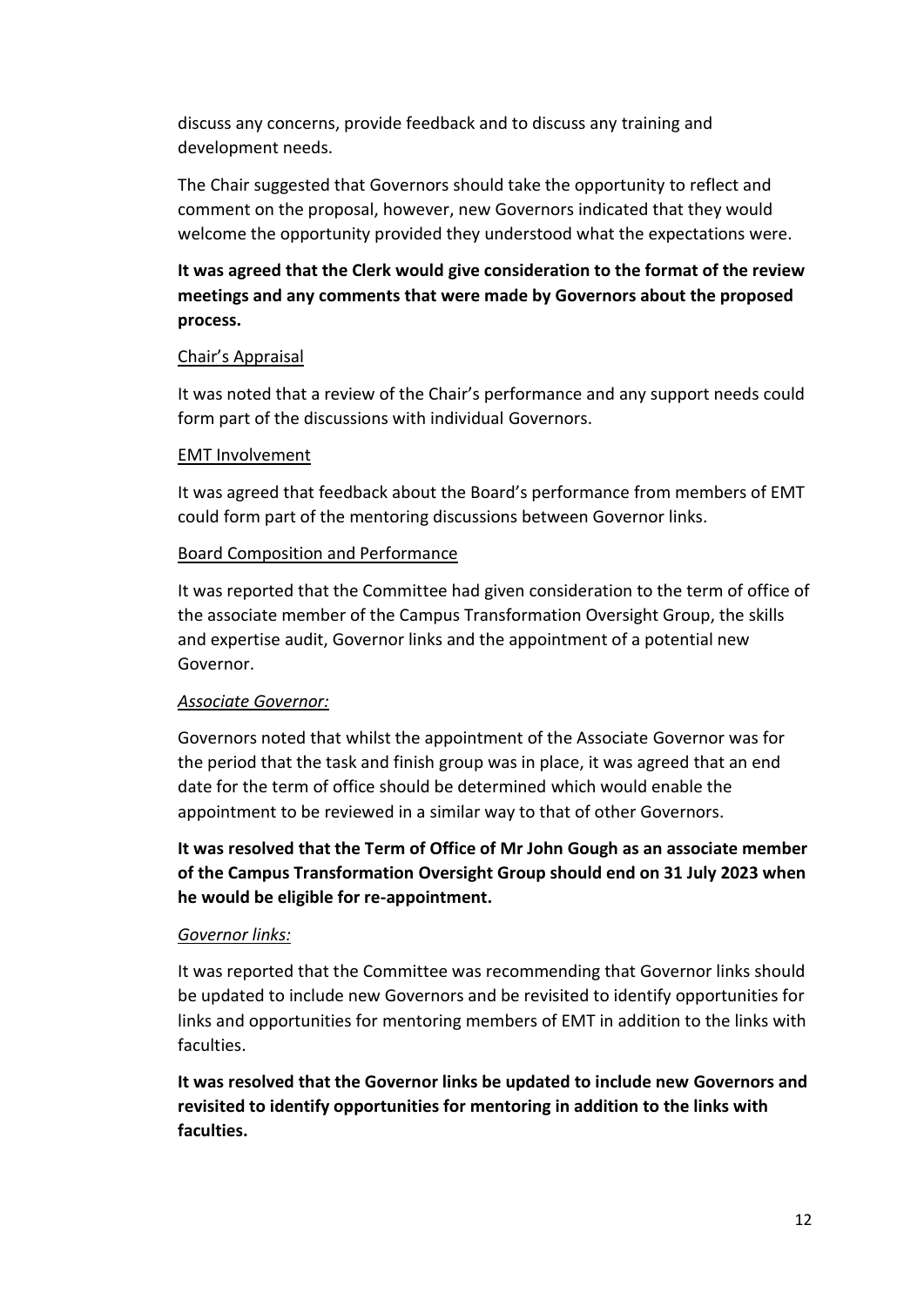discuss any concerns, provide feedback and to discuss any training and development needs.

The Chair suggested that Governors should take the opportunity to reflect and comment on the proposal, however, new Governors indicated that they would welcome the opportunity provided they understood what the expectations were.

**It was agreed that the Clerk would give consideration to the format of the review meetings and any comments that were made by Governors about the proposed process.**

<u>Chair's Appraisal</u>

It was noted that a review of the Chair's performance and any support needs could form part of the discussions with individual Governors.

<u>EMT Involvement</u>

It was agreed that feedback about the Board's performance from members of EMT could form part of the mentoring discussions between Governor links.

<u>Board Composition and Performance</u>

It was reported that the Committee had given consideration to the term of office of the associate member of the Campus Transformation Oversight Group, the skills and expertise audit, Governor links and the appointment of a potential new Governor.

*<u>Associate Governor:</u>*

Governors noted that whilst the appointment of the Associate Governor was for the period that the task and finish group was in place, it was agreed that an end date for the term of office should be determined which would enable the appointment to be reviewed in a similar way to that of other Governors.

**It was resolved that the Term of Office of Mr John Gough as an associate member of the Campus Transformation Oversight Group should end on 31 July 2023 when he would be eligible for re-appointment.**

*<u>Governor links:</u>*

It was reported that the Committee was recommending that Governor links should be updated to include new Governors and be revisited to identify opportunities for links and opportunities for mentoring members of EMT in addition to the links with faculties.

**It was resolved that the Governor links be updated to include new Governors and revisited to identify opportunities for mentoring in addition to the links with faculties.**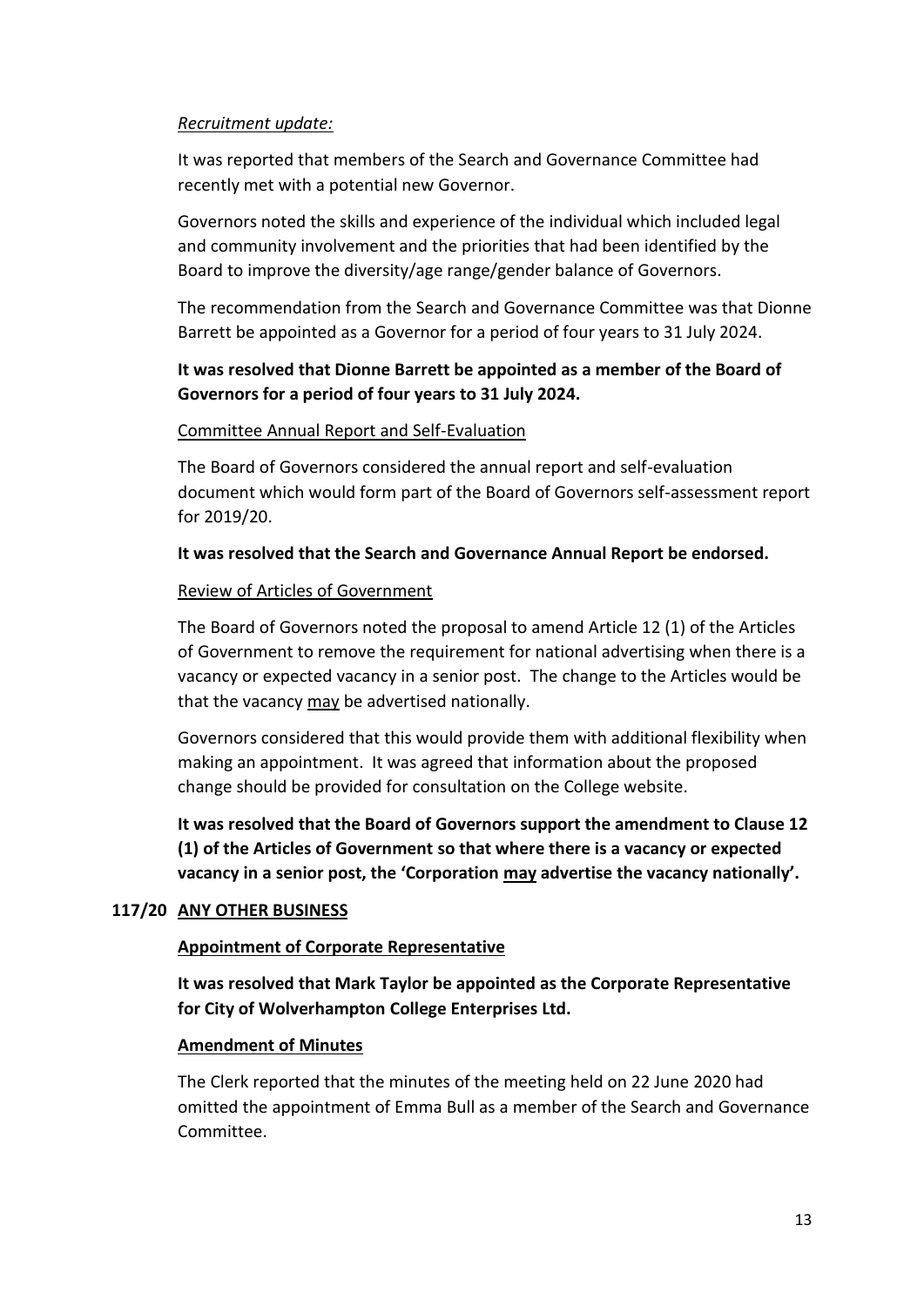*Recruitment update:*

It was reported that members of the Search and Governance Committee had recently met with a potential new Governor.

Governors noted the skills and experience of the individual which included legal and community involvement and the priorities that had been identified by the Board to improve the diversity/age range/gender balance of Governors.

The recommendation from the Search and Governance Committee was that Dionne Barrett be appointed as a Governor for a period of four years to 31 July 2024.

**It was resolved that Dionne Barrett be appointed as a member of the Board of Governors for a period of four years to 31 July 2024.**

<u>Committee Annual Report and Self-Evaluation</u>

The Board of Governors considered the annual report and self-evaluation document which would form part of the Board of Governors self-assessment report for 2019/20.

**It was resolved that the Search and Governance Annual Report be endorsed.**

<u>Review of Articles of Government</u>

The Board of Governors noted the proposal to amend Article 12 (1) of the Articles of Government to remove the requirement for national advertising when there is a vacancy or expected vacancy in a senior post. The change to the Articles would be that the vacancy <u>may</u> be advertised nationally.

Governors considered that this would provide them with additional flexibility when making an appointment. It was agreed that information about the proposed change should be provided for consultation on the College website.

**It was resolved that the Board of Governors support the amendment to Clause 12 (1) of the Articles of Government so that where there is a vacancy or expected vacancy in a senior post, the 'Corporation <u>may</u> advertise the vacancy nationally'.**

## 117/20 <u>ANY OTHER BUSINESS</u>

**<u>Appointment of Corporate Representative</u>**

**It was resolved that Mark Taylor be appointed as the Corporate Representative for City of Wolverhampton College Enterprises Ltd.**

**<u>Amendment of Minutes</u>**

The Clerk reported that the minutes of the meeting held on 22 June 2020 had omitted the appointment of Emma Bull as a member of the Search and Governance Committee.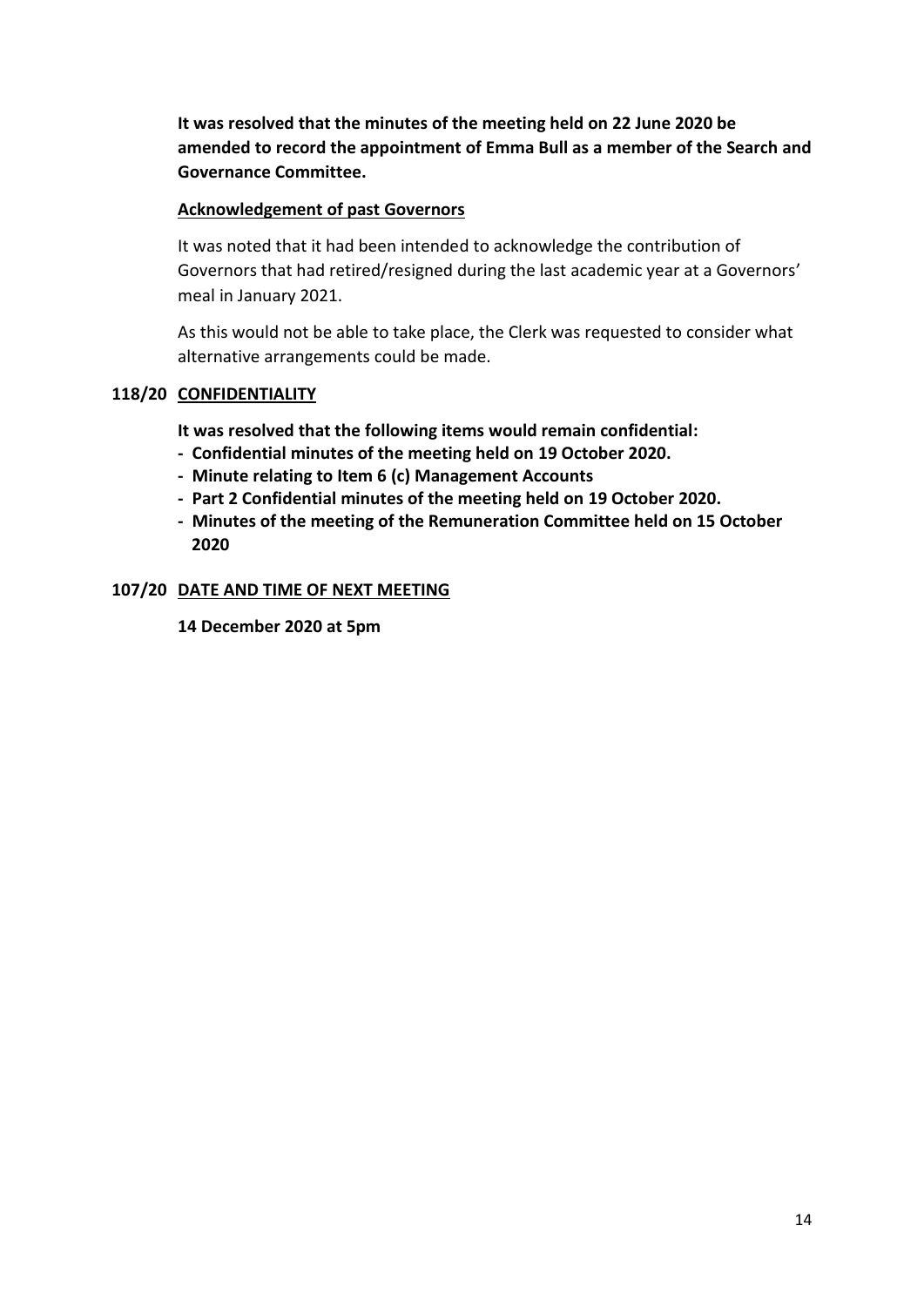**It was resolved that the minutes of the meeting held on 22 June 2020 be amended to record the appointment of Emma Bull as a member of the Search and Governance Committee.**

**Acknowledgement of past Governors**

It was noted that it had been intended to acknowledge the contribution of Governors that had retired/resigned during the last academic year at a Governors' meal in January 2021.

As this would not be able to take place, the Clerk was requested to consider what alternative arrangements could be made.

**118/20 CONFIDENTIALITY**

**It was resolved that the following items would remain confidential:**

- **Confidential minutes of the meeting held on 19 October 2020.**
- **Minute relating to Item 6 (c) Management Accounts**
- **Part 2 Confidential minutes of the meeting held on 19 October 2020.**
- **Minutes of the meeting of the Remuneration Committee held on 15 October 2020**

**107/20 DATE AND TIME OF NEXT MEETING**

**14 December 2020 at 5pm**